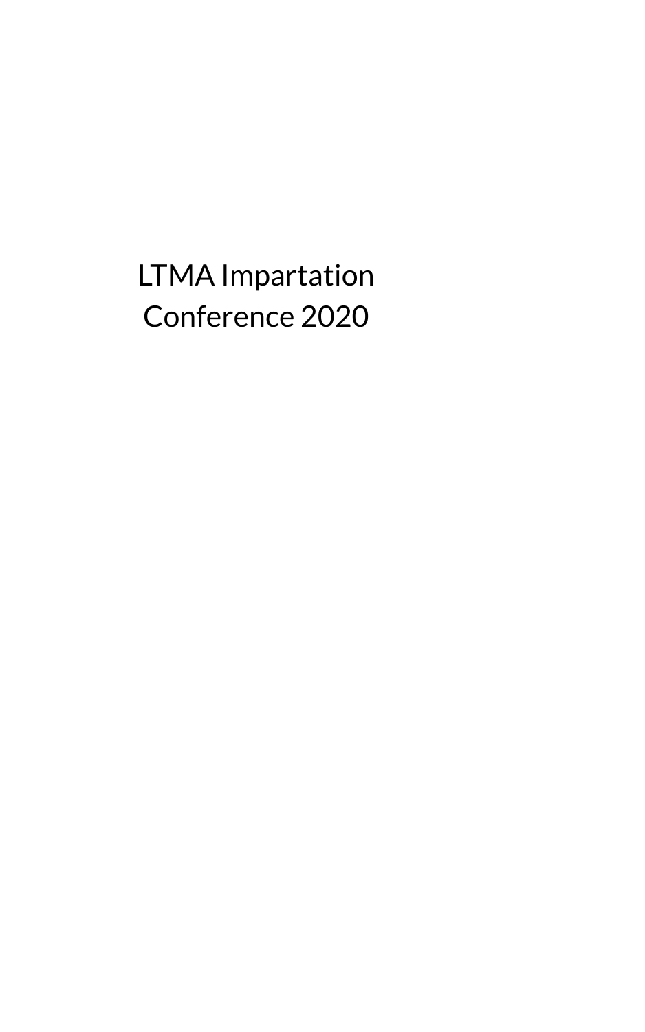# LTMA Impartation Conference 2020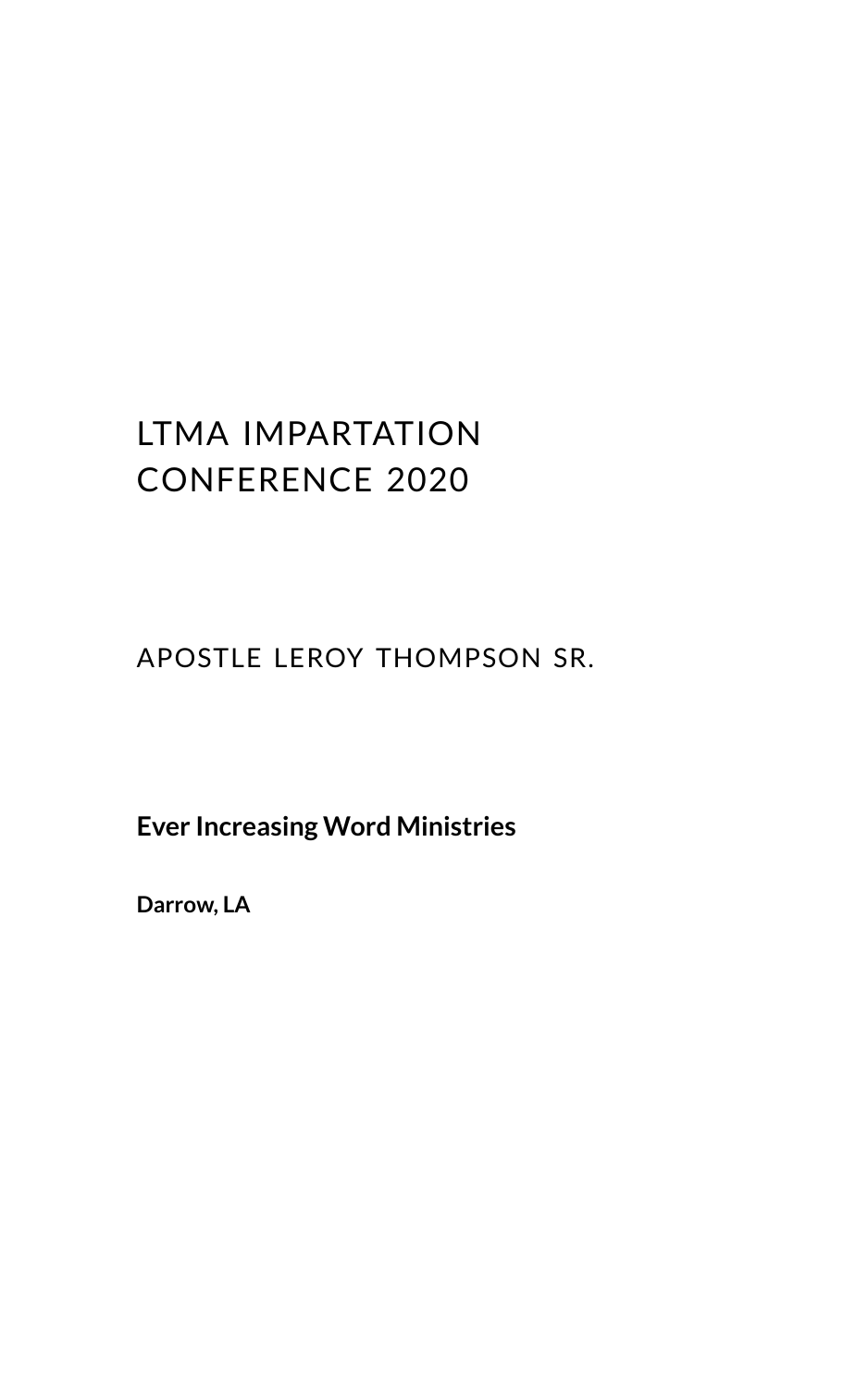# LTMA IMPARTATION CONFERENCE 2020

APOSTLE LEROY THOMPSON SR.

**Ever Increasing Word Ministries**

**Darrow, LA**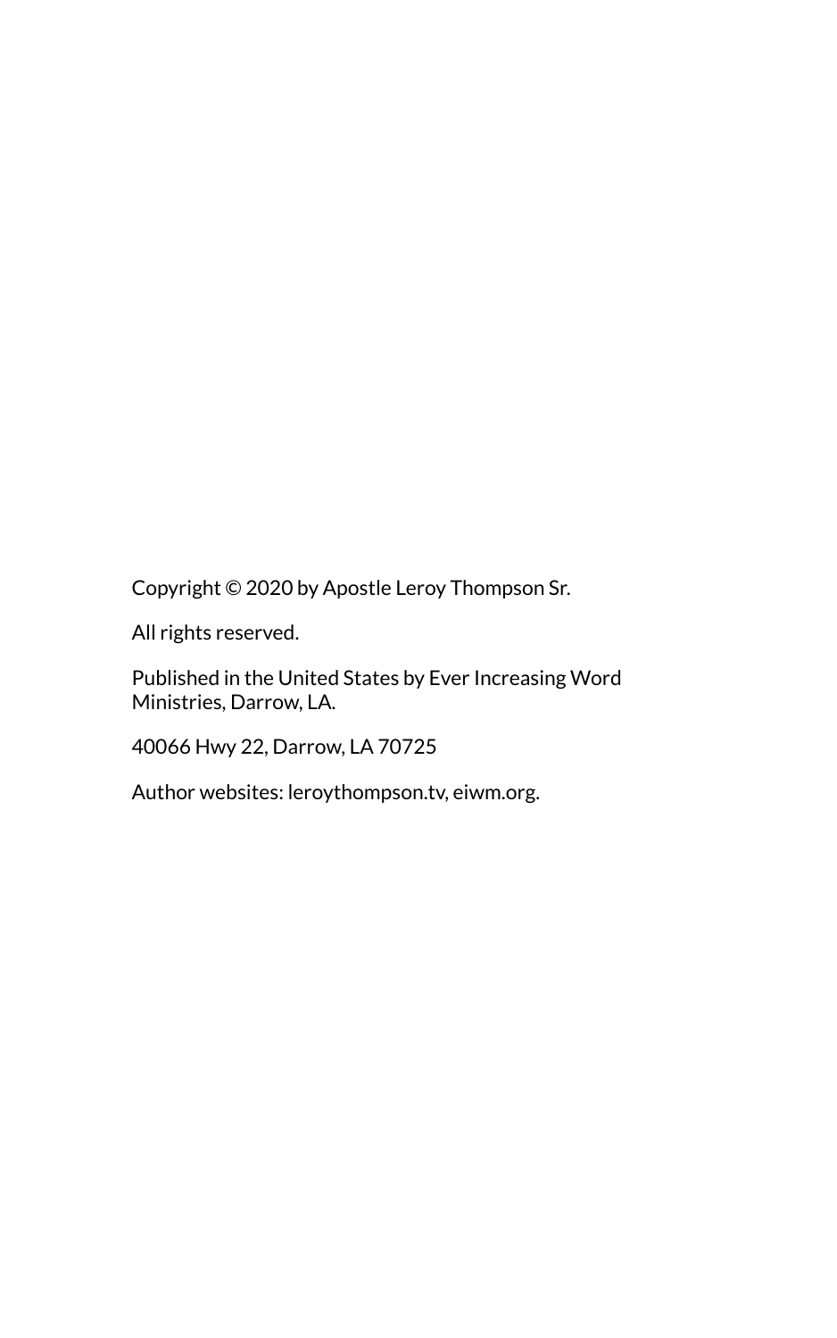Copyright © 2020 by Apostle Leroy Thompson Sr.

All rights reserved.

Published in the United States by Ever Increasing Word Ministries, Darrow, LA.

40066 Hwy 22, Darrow, LA 70725

Author websites: leroythompson.tv, eiwm.org.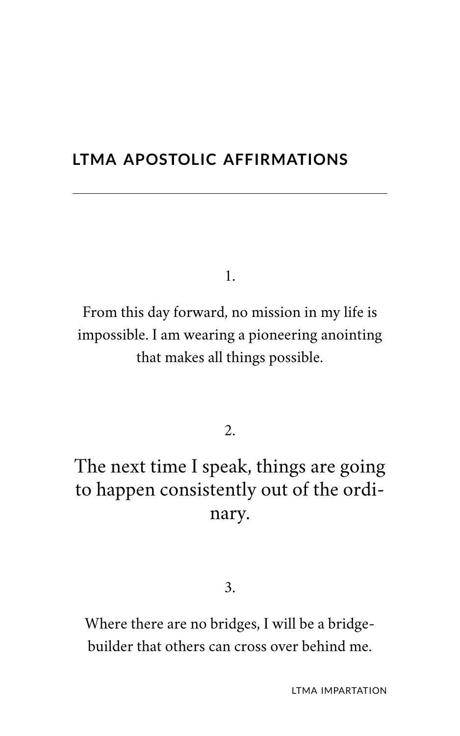## LTMA APOSTOLIC AFFIRMATIONS

---

1.

From this day forward, no mission in my life is impossible. I am wearing a pioneering anointing that makes all things possible.

2.

The next time I speak, things are going to happen consistently out of the ordinary.

3.

Where there are no bridges, I will be a bridge-builder that others can cross over behind me.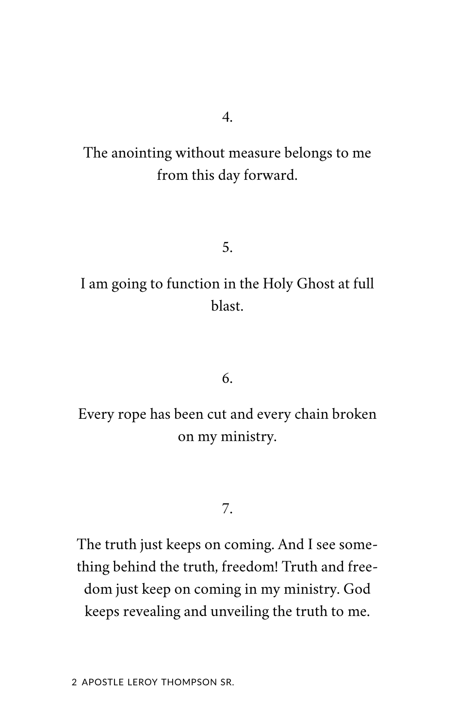4.

The anointing without measure belongs to me from this day forward.

5.

I am going to function in the Holy Ghost at full blast.

6.

Every rope has been cut and every chain broken on my ministry.

7.

The truth just keeps on coming. And I see something behind the truth, freedom! Truth and freedom just keep on coming in my ministry. God keeps revealing and unveiling the truth to me.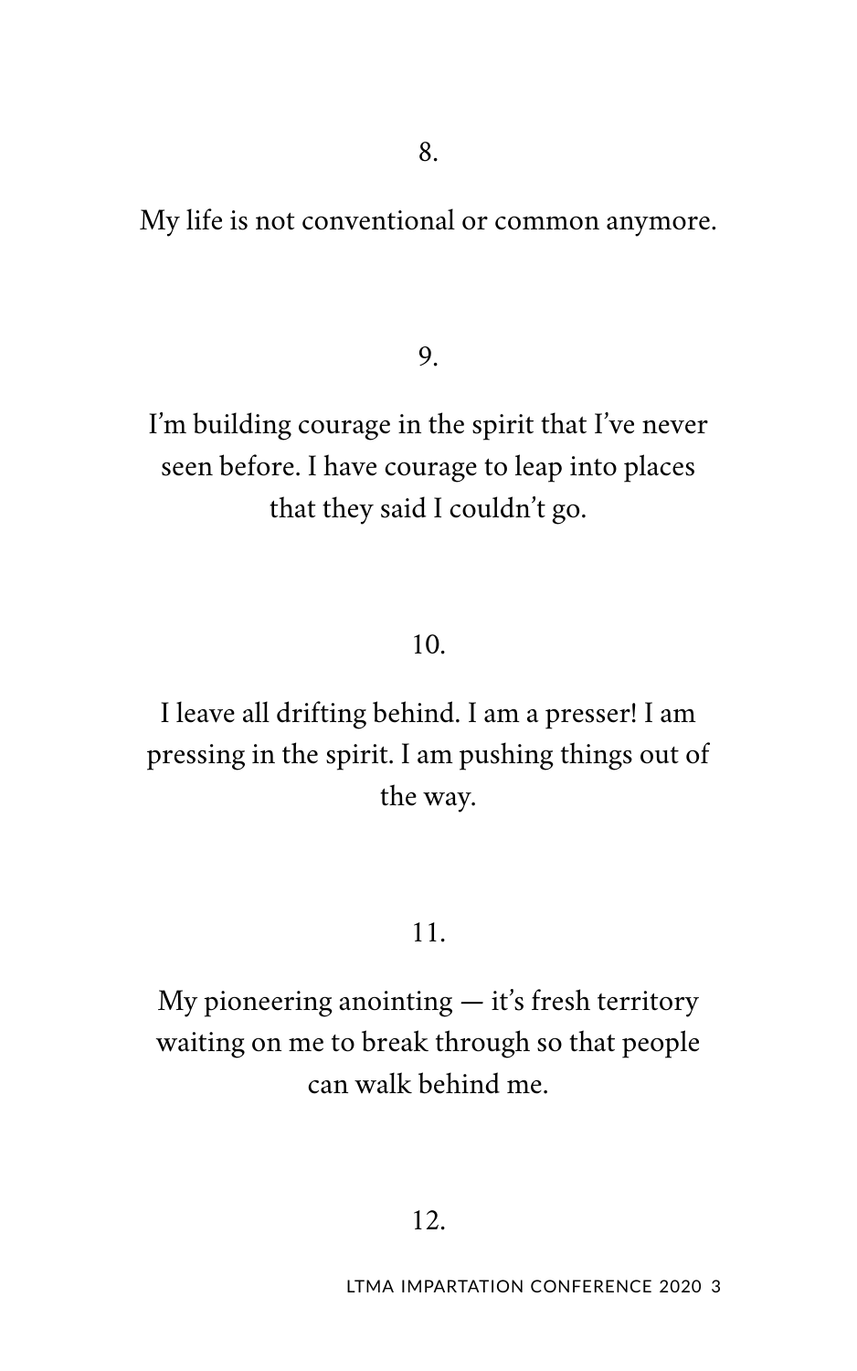8.

My life is not conventional or common anymore.

9.

I'm building courage in the spirit that I've never seen before. I have courage to leap into places that they said I couldn't go.

10.

I leave all drifting behind. I am a presser! I am pressing in the spirit. I am pushing things out of the way.

11.

My pioneering anointing — it's fresh territory waiting on me to break through so that people can walk behind me.

12.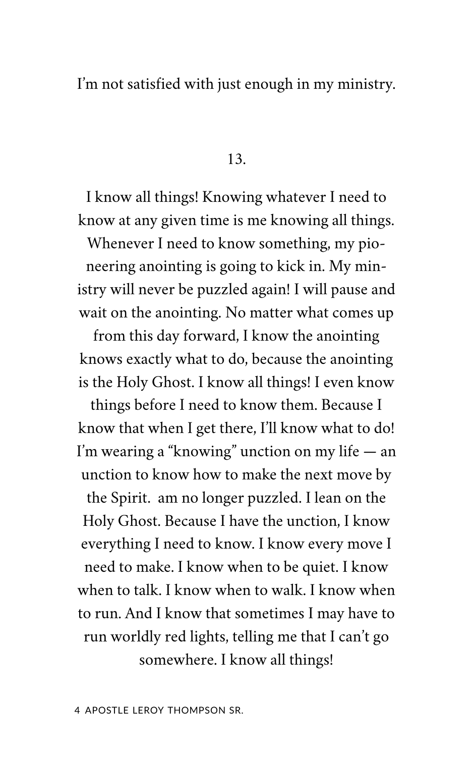I'm not satisfied with just enough in my ministry.

13.

I know all things! Knowing whatever I need to know at any given time is me knowing all things. Whenever I need to know something, my pioneering anointing is going to kick in. My ministry will never be puzzled again! I will pause and wait on the anointing. No matter what comes up from this day forward, I know the anointing knows exactly what to do, because the anointing is the Holy Ghost. I know all things! I even know things before I need to know them. Because I know that when I get there, I'll know what to do! I'm wearing a "knowing" unction on my life — an unction to know how to make the next move by the Spirit.  am no longer puzzled. I lean on the Holy Ghost. Because I have the unction, I know everything I need to know. I know every move I need to make. I know when to be quiet. I know when to talk. I know when to walk. I know when to run. And I know that sometimes I may have to run worldly red lights, telling me that I can't go somewhere. I know all things!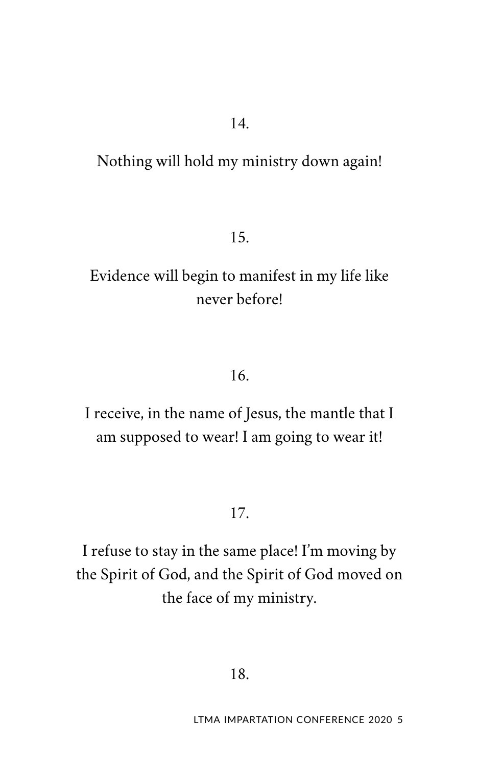14.

Nothing will hold my ministry down again!

15.

Evidence will begin to manifest in my life like never before!

16.

I receive, in the name of Jesus, the mantle that I am supposed to wear! I am going to wear it!

17.

I refuse to stay in the same place! I'm moving by the Spirit of God, and the Spirit of God moved on the face of my ministry.

18.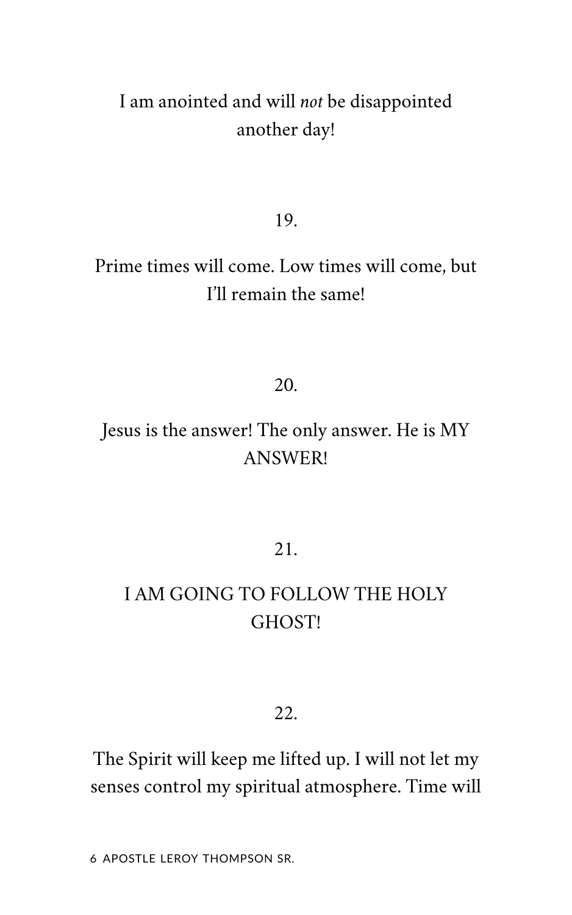I am anointed and will *not* be disappointed another day!

19.

Prime times will come. Low times will come, but I'll remain the same!

20.

Jesus is the answer! The only answer. He is MY ANSWER!

21.

I AM GOING TO FOLLOW THE HOLY GHOST!

22.

The Spirit will keep me lifted up. I will not let my senses control my spiritual atmosphere. Time will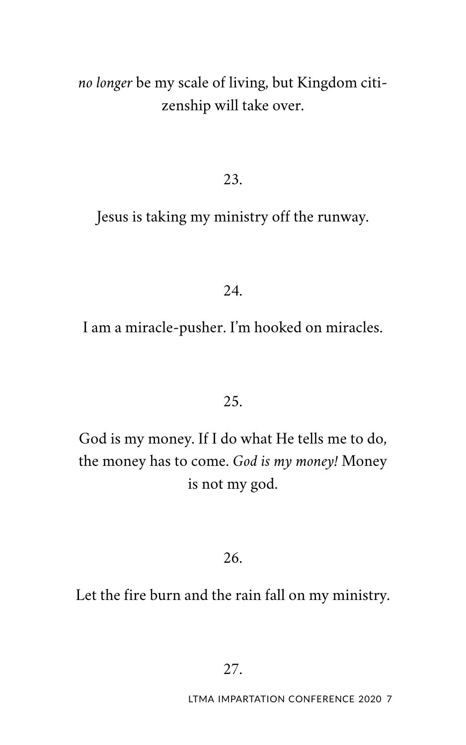*no longer* be my scale of living, but Kingdom citizenship will take over.

23.

Jesus is taking my ministry off the runway.

24.

I am a miracle-pusher. I'm hooked on miracles.

25.

God is my money. If I do what He tells me to do, the money has to come. *God is my money!* Money is not my god.

26.

Let the fire burn and the rain fall on my ministry.

27.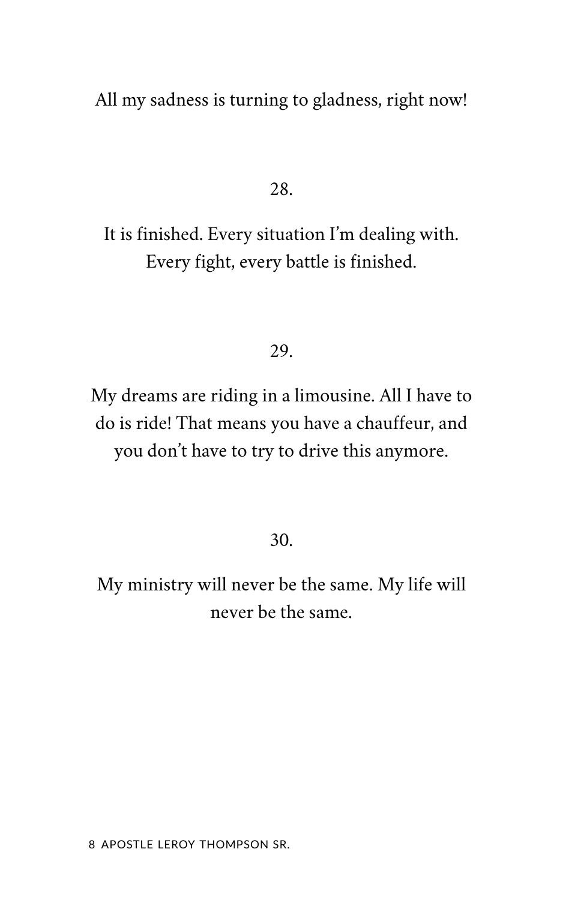All my sadness is turning to gladness, right now!

28.

It is finished. Every situation I'm dealing with. Every fight, every battle is finished.

29.

My dreams are riding in a limousine. All I have to do is ride! That means you have a chauffeur, and you don't have to try to drive this anymore.

30.

My ministry will never be the same. My life will never be the same.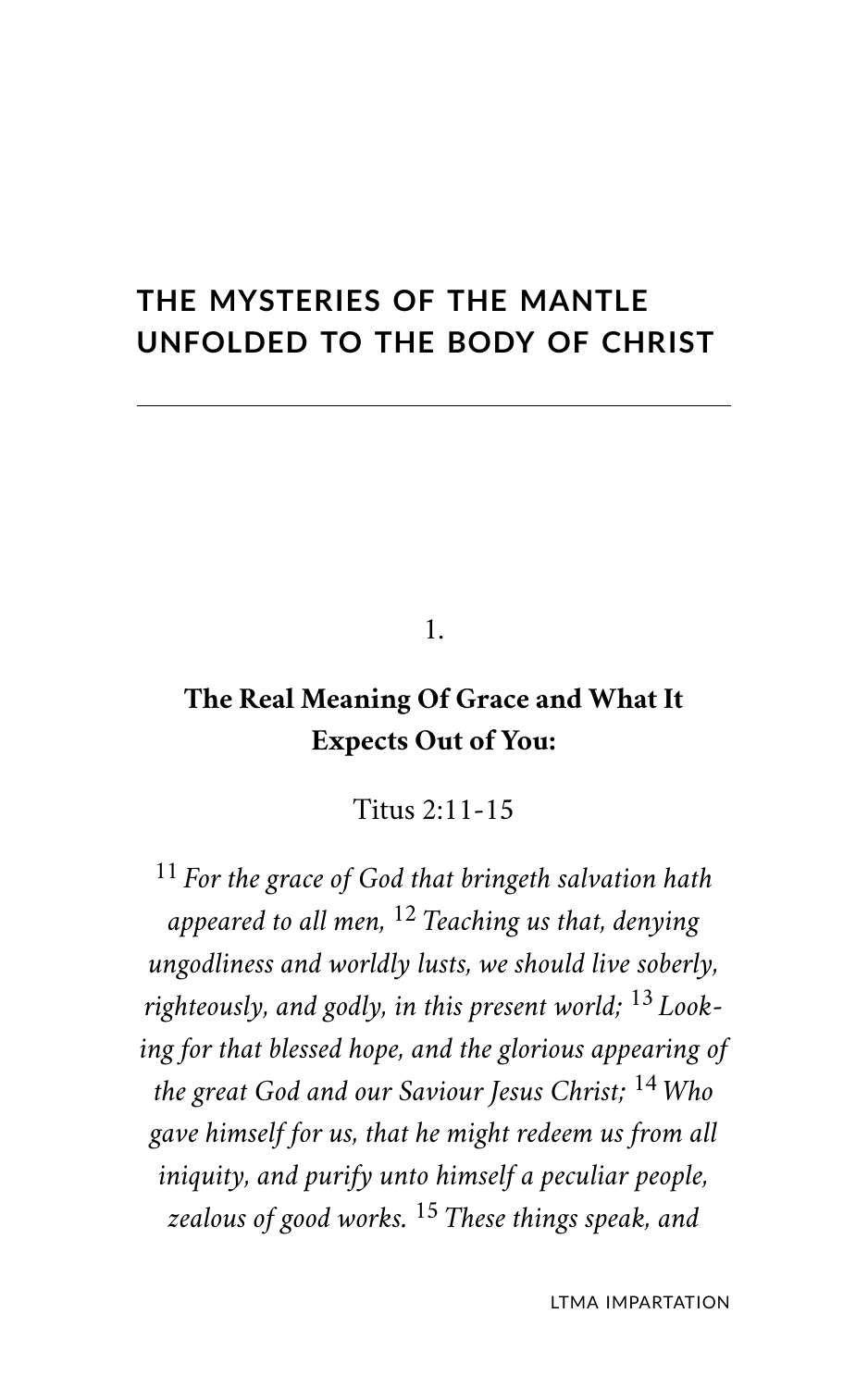# THE MYSTERIES OF THE MANTLE UNFOLDED TO THE BODY OF CHRIST

1.

## The Real Meaning Of Grace and What It Expects Out of You:

Titus 2:11-15

11 *For the grace of God that bringeth salvation hath appeared to all men,* 12 *Teaching us that, denying ungodliness and worldly lusts, we should live soberly, righteously, and godly, in this present world;* 13 *Looking for that blessed hope, and the glorious appearing of the great God and our Saviour Jesus Christ;* 14 *Who gave himself for us, that he might redeem us from all iniquity, and purify unto himself a peculiar people, zealous of good works.* 15 *These things speak, and*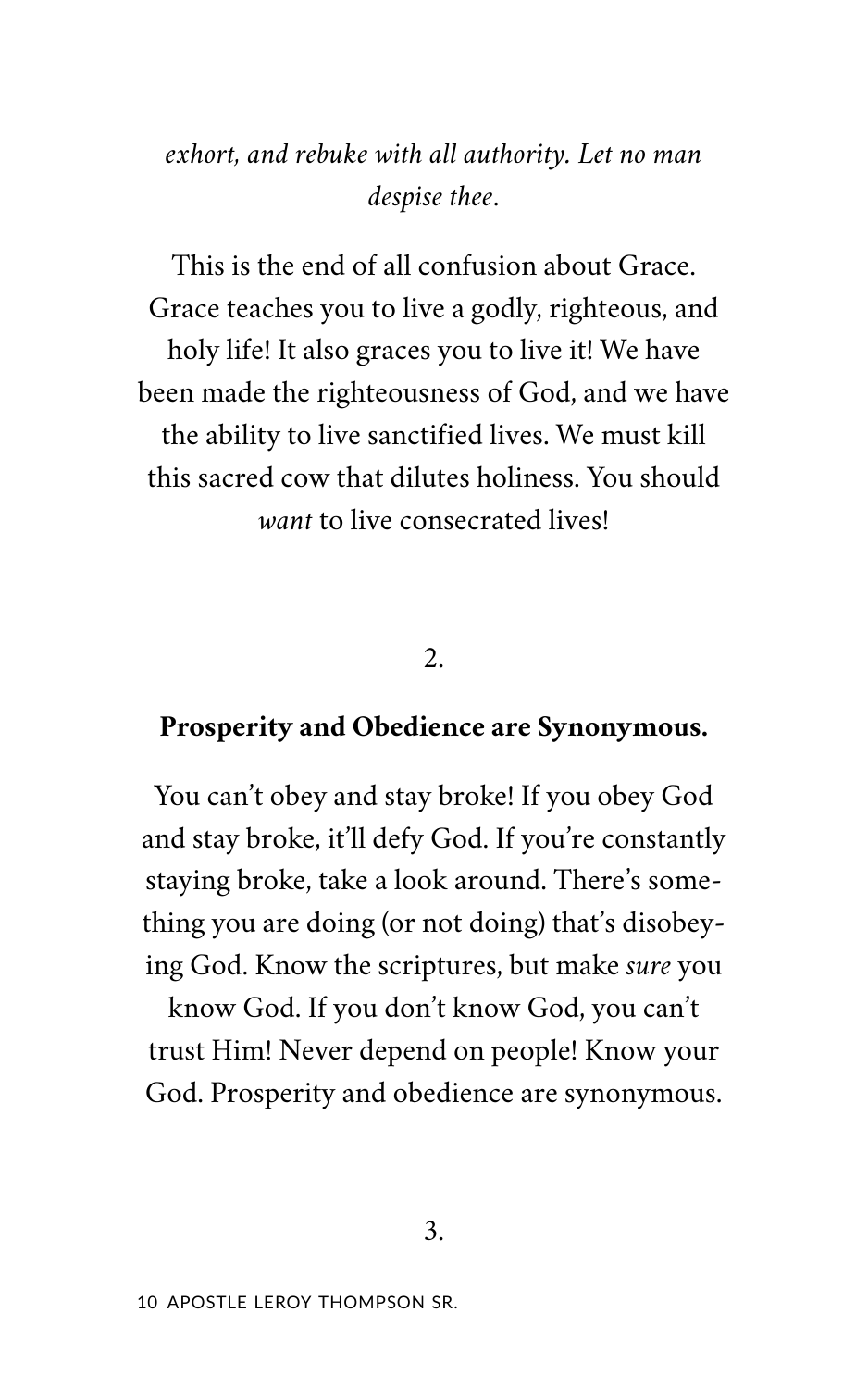*exhort, and rebuke with all authority. Let no man despise thee*.

This is the end of all confusion about Grace. Grace teaches you to live a godly, righteous, and holy life! It also graces you to live it! We have been made the righteousness of God, and we have the ability to live sanctified lives. We must kill this sacred cow that dilutes holiness. You should *want* to live consecrated lives!

2.

**Prosperity and Obedience are Synonymous.**

You can't obey and stay broke! If you obey God and stay broke, it'll defy God. If you're constantly staying broke, take a look around. There's something you are doing (or not doing) that's disobeying God. Know the scriptures, but make *sure* you know God. If you don't know God, you can't trust Him! Never depend on people! Know your God. Prosperity and obedience are synonymous.

3.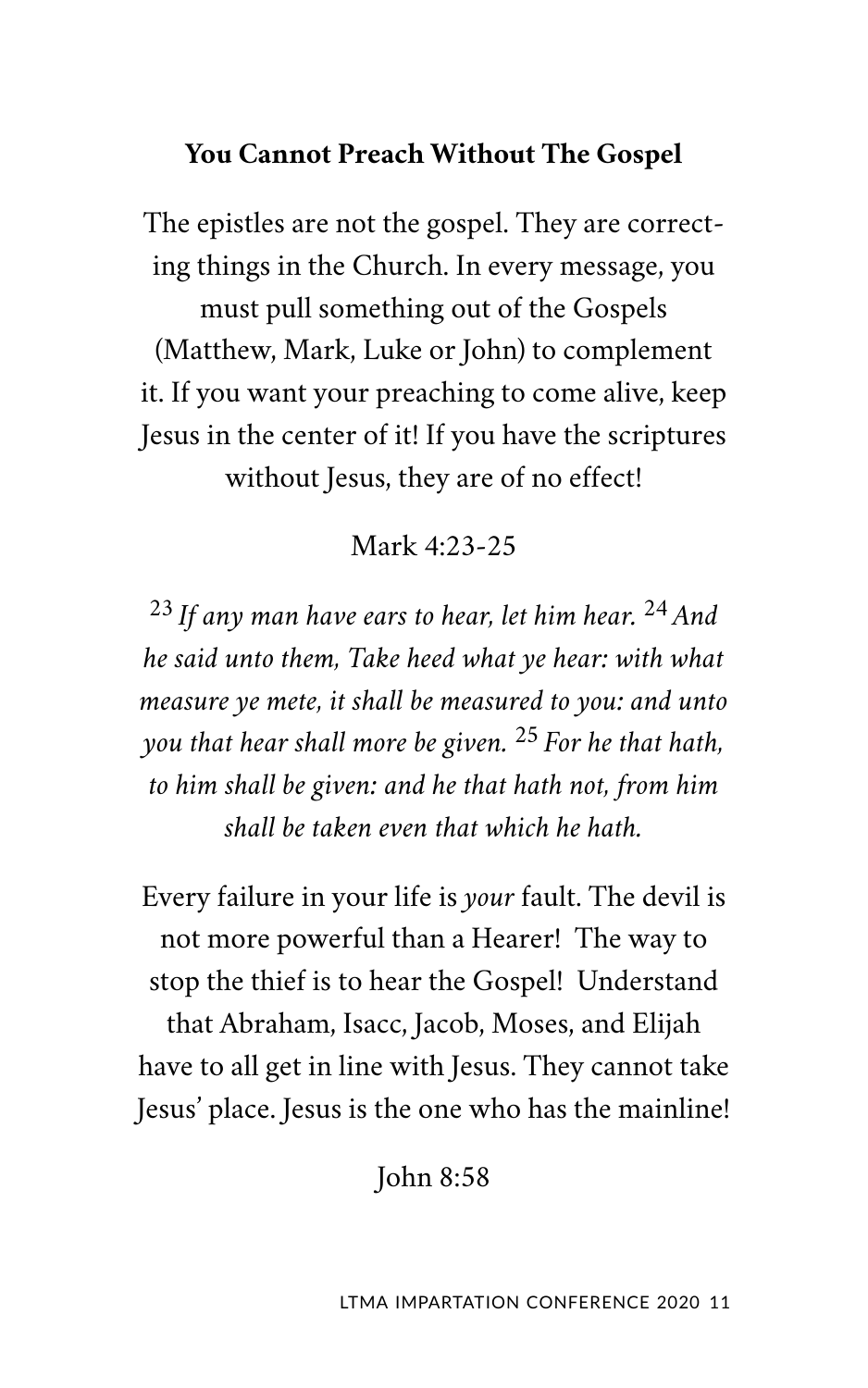**You Cannot Preach Without The Gospel**

The epistles are not the gospel. They are correcting things in the Church. In every message, you must pull something out of the Gospels (Matthew, Mark, Luke or John) to complement it. If you want your preaching to come alive, keep Jesus in the center of it! If you have the scriptures without Jesus, they are of no effect!

Mark 4:23-25

*23 If any man have ears to hear, let him hear. 24 And he said unto them, Take heed what ye hear: with what measure ye mete, it shall be measured to you: and unto you that hear shall more be given. 25 For he that hath, to him shall be given: and he that hath not, from him shall be taken even that which he hath.*

Every failure in your life is *your* fault. The devil is not more powerful than a Hearer! The way to stop the thief is to hear the Gospel! Understand that Abraham, Isacc, Jacob, Moses, and Elijah have to all get in line with Jesus. They cannot take Jesus' place. Jesus is the one who has the mainline!

John 8:58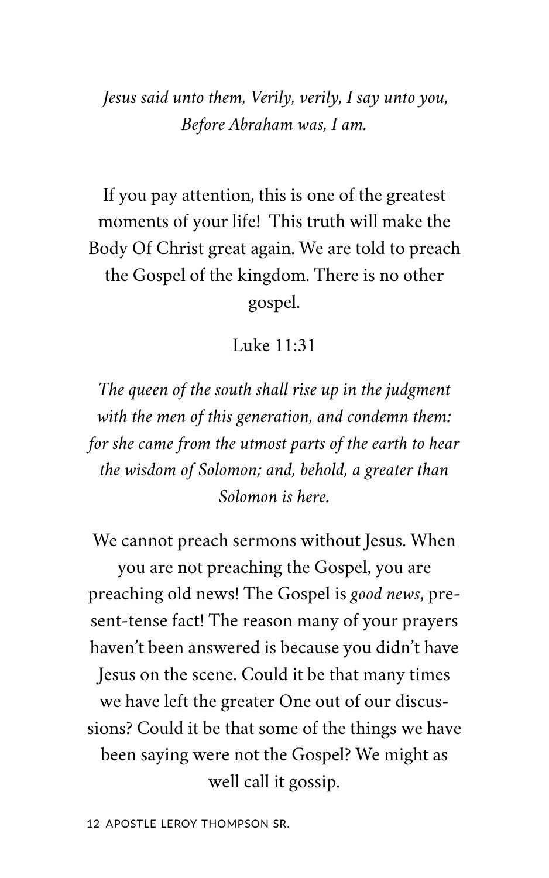*Jesus said unto them, Verily, verily, I say unto you, Before Abraham was, I am.*

If you pay attention, this is one of the greatest moments of your life!  This truth will make the Body Of Christ great again. We are told to preach the Gospel of the kingdom. There is no other gospel.

Luke 11:31

*The queen of the south shall rise up in the judgment with the men of this generation, and condemn them: for she came from the utmost parts of the earth to hear the wisdom of Solomon; and, behold, a greater than Solomon is here.*

We cannot preach sermons without Jesus. When you are not preaching the Gospel, you are preaching old news! The Gospel is *good news*, present-tense fact! The reason many of your prayers haven't been answered is because you didn't have Jesus on the scene. Could it be that many times we have left the greater One out of our discussions? Could it be that some of the things we have been saying were not the Gospel? We might as well call it gossip.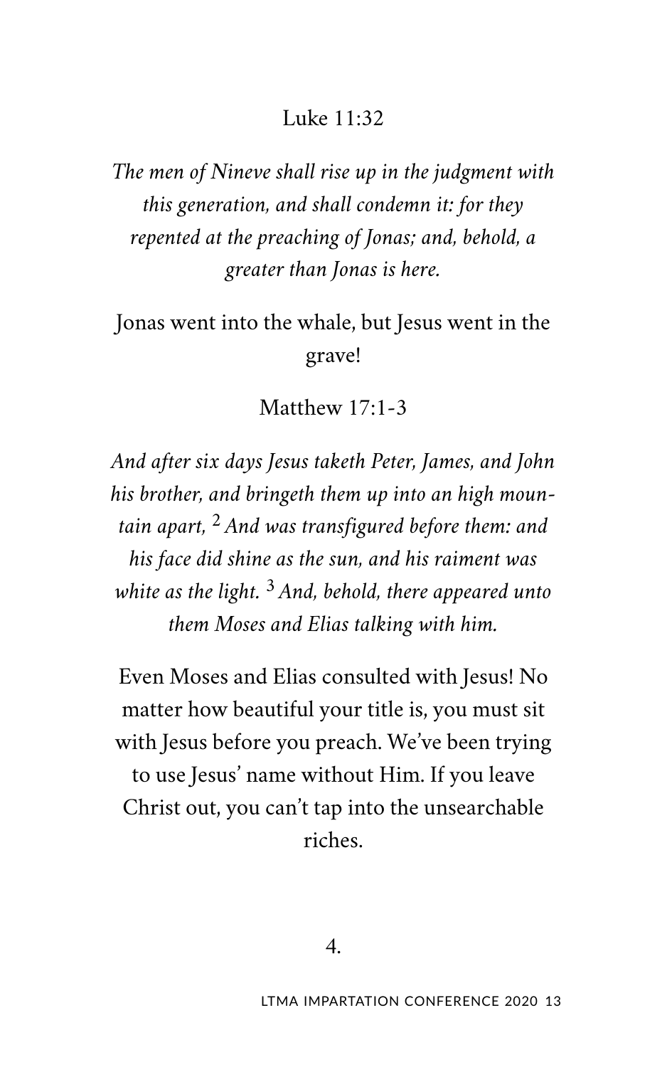Luke 11:32

*The men of Nineve shall rise up in the judgment with this generation, and shall condemn it: for they repented at the preaching of Jonas; and, behold, a greater than Jonas is here.*

Jonas went into the whale, but Jesus went in the grave!

Matthew 17:1-3

*And after six days Jesus taketh Peter, James, and John his brother, and bringeth them up into an high mountain apart, [2] And was transfigured before them: and his face did shine as the sun, and his raiment was white as the light. [3] And, behold, there appeared unto them Moses and Elias talking with him.*

Even Moses and Elias consulted with Jesus! No matter how beautiful your title is, you must sit with Jesus before you preach. We've been trying to use Jesus' name without Him. If you leave Christ out, you can't tap into the unsearchable riches.

4.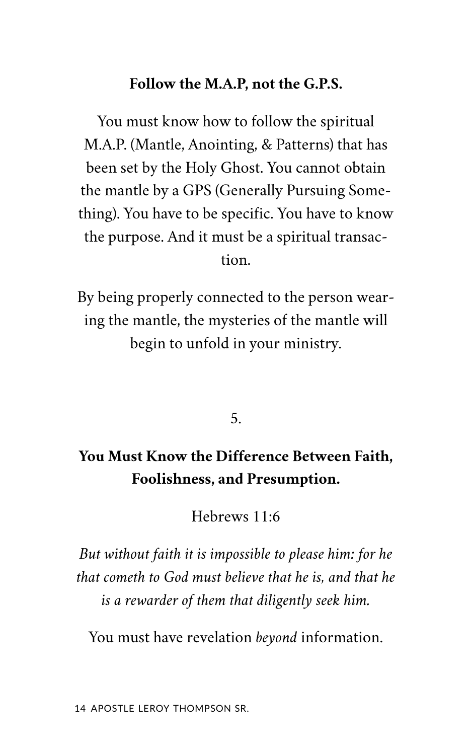**Follow the M.A.P, not the G.P.S.**

You must know how to follow the spiritual M.A.P. (Mantle, Anointing, & Patterns) that has been set by the Holy Ghost. You cannot obtain the mantle by a GPS (Generally Pursuing Something). You have to be specific. You have to know the purpose. And it must be a spiritual transaction.

By being properly connected to the person wearing the mantle, the mysteries of the mantle will begin to unfold in your ministry.

5.

## You Must Know the Difference Between Faith, Foolishness, and Presumption.

Hebrews 11:6

*But without faith it is impossible to please him: for he that cometh to God must believe that he is, and that he is a rewarder of them that diligently seek him.*

You must have revelation *beyond* information.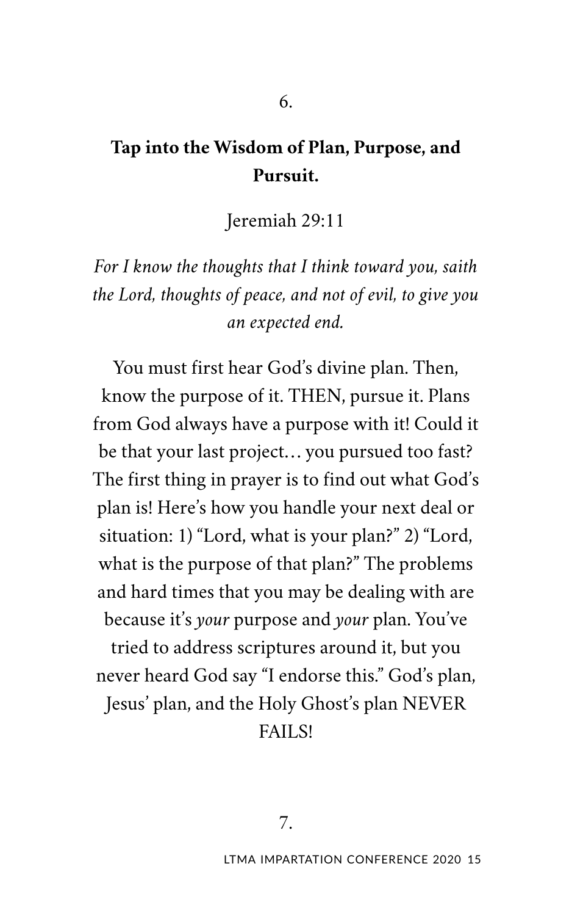6.

## Tap into the Wisdom of Plan, Purpose, and Pursuit.

Jeremiah 29:11

*For I know the thoughts that I think toward you, saith the Lord, thoughts of peace, and not of evil, to give you an expected end.*

You must first hear God's divine plan. Then, know the purpose of it. THEN, pursue it. Plans from God always have a purpose with it! Could it be that your last project… you pursued too fast? The first thing in prayer is to find out what God's plan is! Here's how you handle your next deal or situation: 1) "Lord, what is your plan?" 2) "Lord, what is the purpose of that plan?" The problems and hard times that you may be dealing with are because it's *your* purpose and *your* plan. You've tried to address scriptures around it, but you never heard God say "I endorse this." God's plan, Jesus' plan, and the Holy Ghost's plan NEVER FAILS!

7.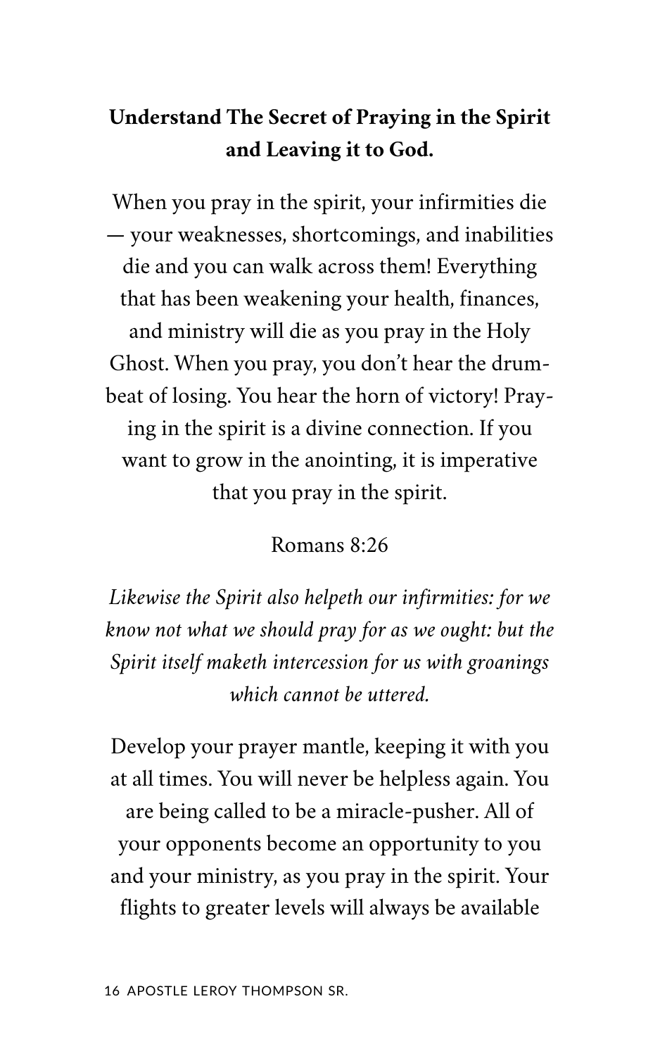**Understand The Secret of Praying in the Spirit and Leaving it to God.**

When you pray in the spirit, your infirmities die — your weaknesses, shortcomings, and inabilities die and you can walk across them! Everything that has been weakening your health, finances, and ministry will die as you pray in the Holy Ghost. When you pray, you don't hear the drumbeat of losing. You hear the horn of victory! Praying in the spirit is a divine connection. If you want to grow in the anointing, it is imperative that you pray in the spirit.

Romans 8:26

*Likewise the Spirit also helpeth our infirmities: for we know not what we should pray for as we ought: but the Spirit itself maketh intercession for us with groanings which cannot be uttered.*

Develop your prayer mantle, keeping it with you at all times. You will never be helpless again. You are being called to be a miracle-pusher. All of your opponents become an opportunity to you and your ministry, as you pray in the spirit. Your flights to greater levels will always be available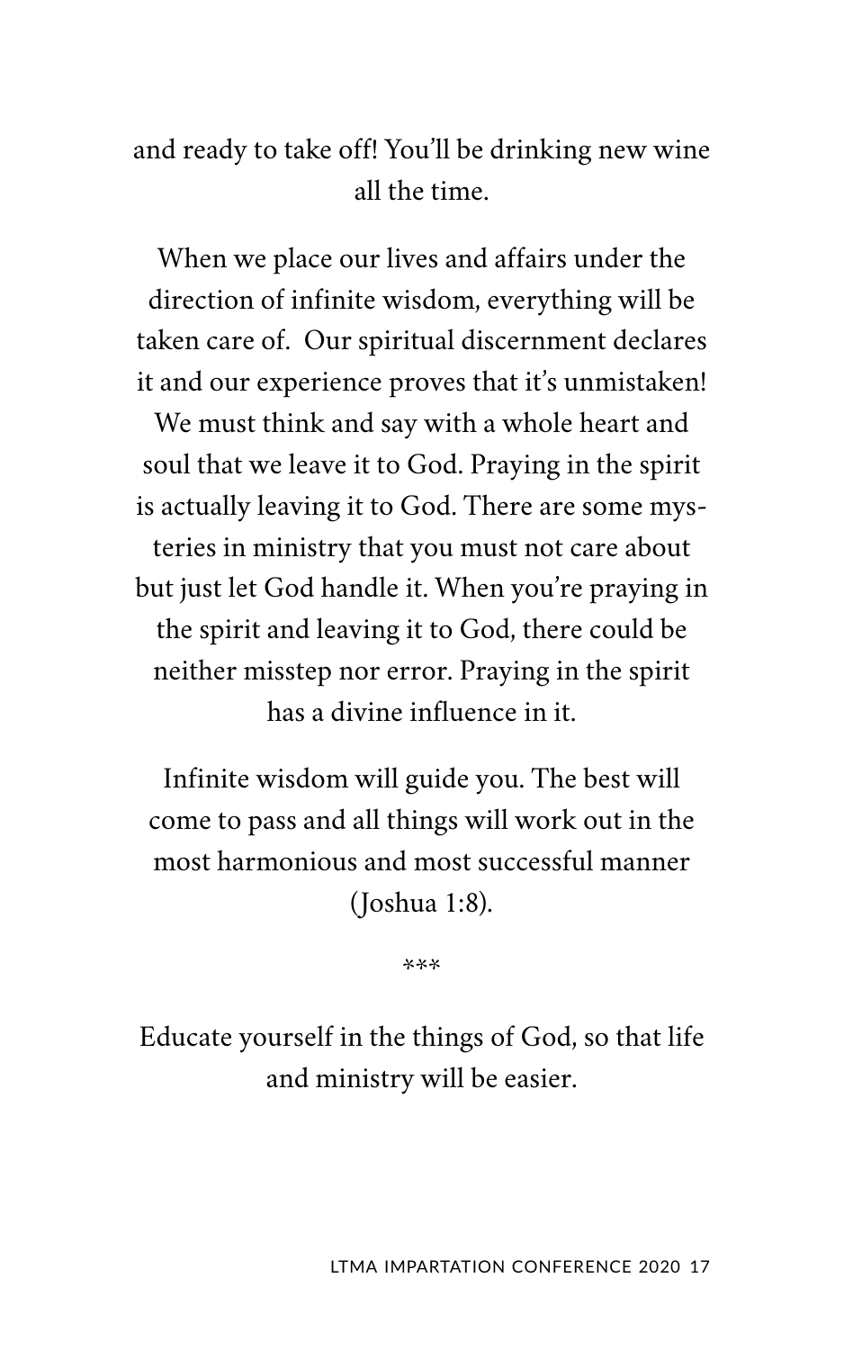and ready to take off! You'll be drinking new wine all the time.

When we place our lives and affairs under the direction of infinite wisdom, everything will be taken care of. Our spiritual discernment declares it and our experience proves that it's unmistaken! We must think and say with a whole heart and soul that we leave it to God. Praying in the spirit is actually leaving it to God. There are some mysteries in ministry that you must not care about but just let God handle it. When you're praying in the spirit and leaving it to God, there could be neither misstep nor error. Praying in the spirit has a divine influence in it.

Infinite wisdom will guide you. The best will come to pass and all things will work out in the most harmonious and most successful manner (Joshua 1:8).

***

Educate yourself in the things of God, so that life and ministry will be easier.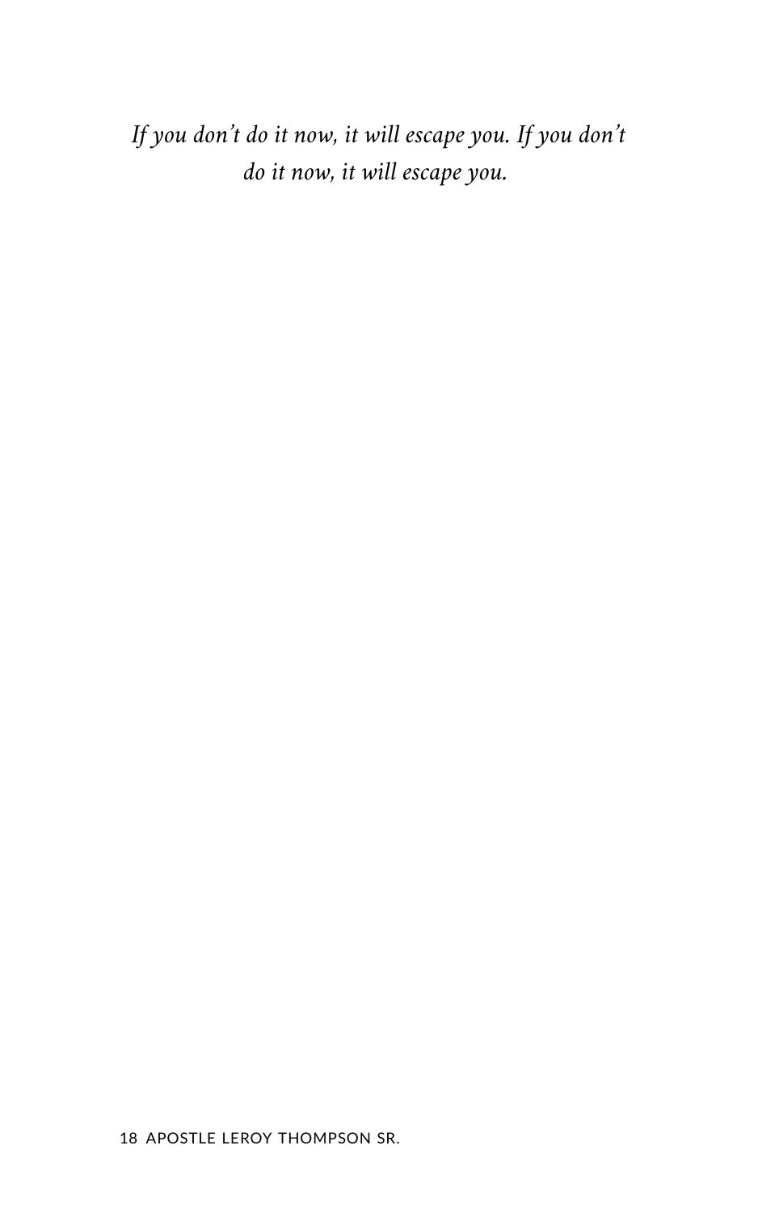*If you don't do it now, it will escape you. If you don't do it now, it will escape you.*